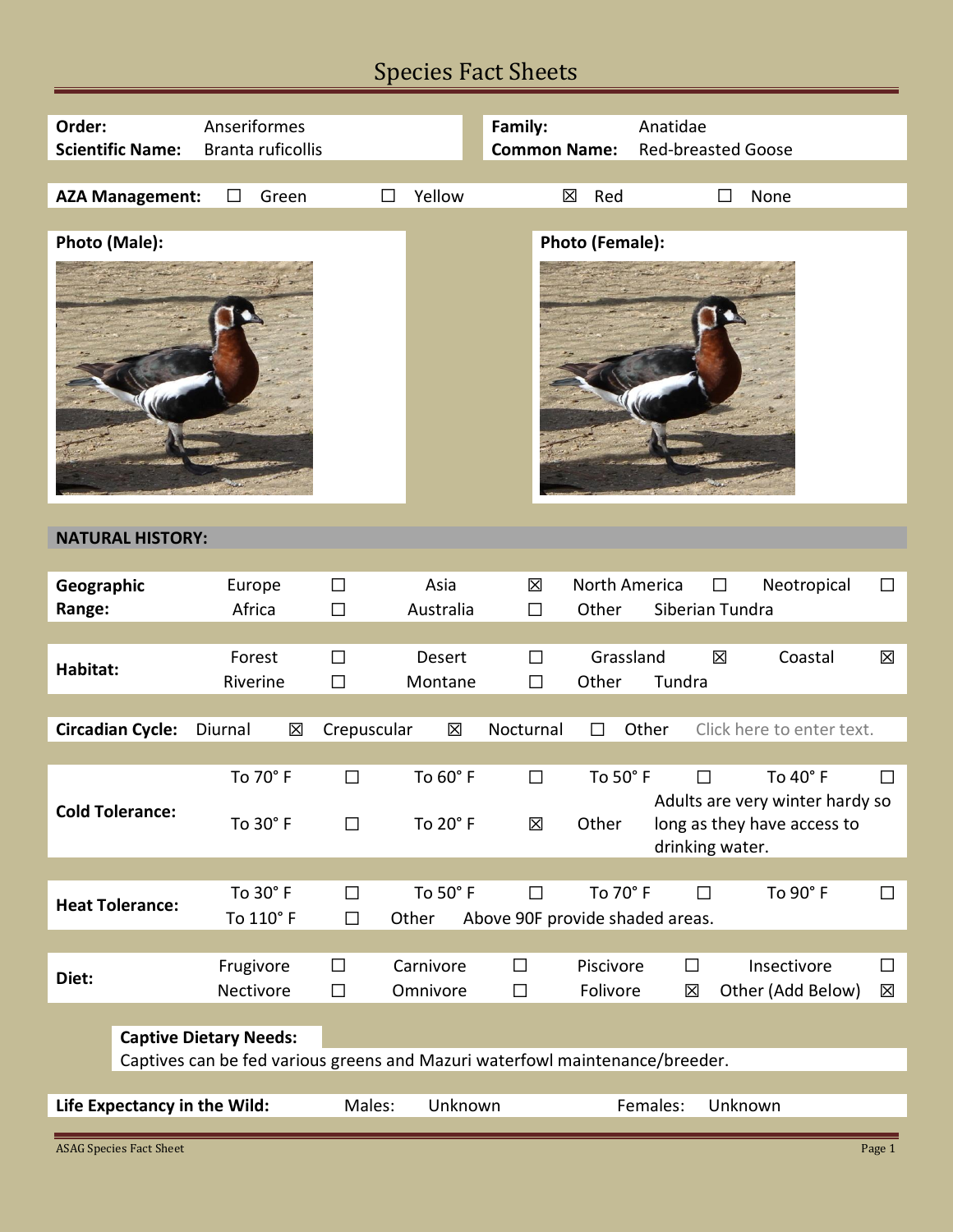# Species Fact Sheets

**Order:** Anseriformes
**Scientific Name:** Branta ruficollis

**Family:** Anatidae
**Common Name:** Red-breasted Goose

**AZA Management:** ☐ Green ☐ Yellow ☒ Red ☐ None

**Photo (Male):**

**Photo (Female):**

## NATURAL HISTORY:

| **Geographic Range:** | Europe | ☐ | Asia | ☒ | North America | ☐ | Neotropical | ☐ |
|---|---|---|---|---|---|---|---|---|
| | Africa | ☐ | Australia | ☐ | Other | Siberian Tundra | | |

| **Habitat:** | Forest | ☐ | Desert | ☐ | Grassland | ☒ | Coastal | ☒ |
|---|---|---|---|---|---|---|---|---|
| | Riverine | ☐ | Montane | ☐ | Other | Tundra | | |

**Circadian Cycle:** Diurnal ☒ Crepuscular ☒ Nocturnal ☐ Other Click here to enter text.

| **Cold Tolerance:** | To 70° F | ☐ | To 60° F | ☐ | To 50° F | ☐ | To 40° F | ☐ |
|---|---|---|---|---|---|---|---|---|
| | To 30° F | ☐ | To 20° F | ☒ | Other | Adults are very winter hardy so long as they have access to drinking water. | | |

| **Heat Tolerance:** | To 30° F | ☐ | To 50° F | ☐ | To 70° F | ☐ | To 90° F | ☐ |
|---|---|---|---|---|---|---|---|---|
| | To 110° F | ☐ | Other | Above 90F provide shaded areas. | | | | |

| **Diet:** | Frugivore | ☐ | Carnivore | ☐ | Piscivore | ☐ | Insectivore | ☐ |
|---|---|---|---|---|---|---|---|---|
| | Nectivore | ☐ | Omnivore | ☐ | Folivore | ☒ | Other (Add Below) | ☒ |

**Captive Dietary Needs:**
Captives can be fed various greens and Mazuri waterfowl maintenance/breeder.

**Life Expectancy in the Wild:** Males: Unknown Females: Unknown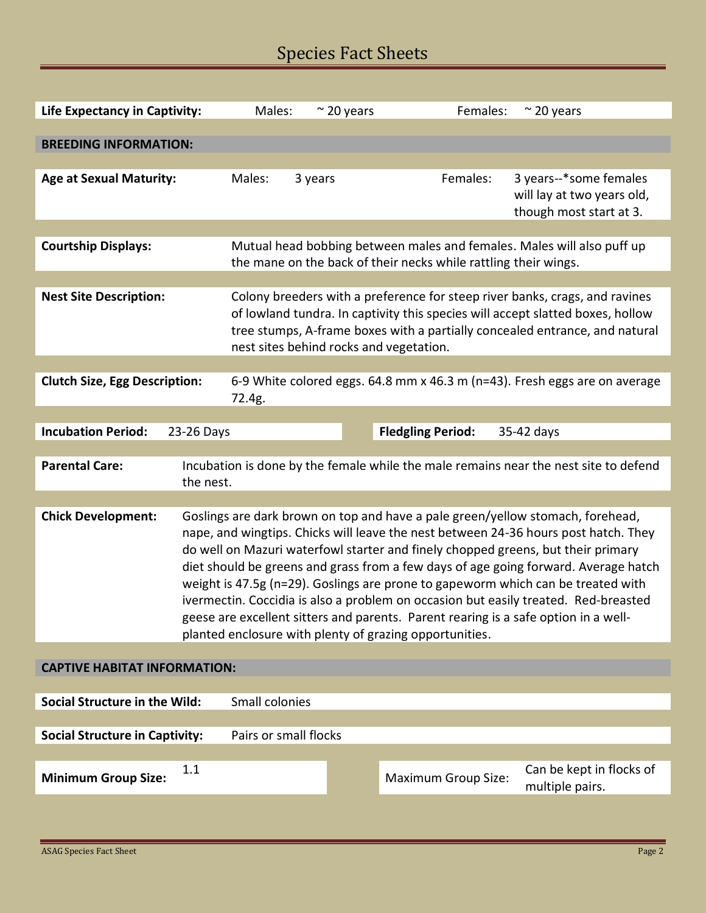# Species Fact Sheets

**Life Expectancy in Captivity:** Males: ~ 20 years Females: ~ 20 years

## BREEDING INFORMATION:

**Age at Sexual Maturity:** Males: 3 years Females: 3 years--*some females will lay at two years old, though most start at 3.

**Courtship Displays:** Mutual head bobbing between males and females. Males will also puff up the mane on the back of their necks while rattling their wings.

**Nest Site Description:** Colony breeders with a preference for steep river banks, crags, and ravines of lowland tundra. In captivity this species will accept slatted boxes, hollow tree stumps, A-frame boxes with a partially concealed entrance, and natural nest sites behind rocks and vegetation.

**Clutch Size, Egg Description:** 6-9 White colored eggs. 64.8 mm x 46.3 m (n=43). Fresh eggs are on average 72.4g.

**Incubation Period:** 23-26 Days

**Fledgling Period:** 35-42 days

**Parental Care:** Incubation is done by the female while the male remains near the nest site to defend the nest.

**Chick Development:** Goslings are dark brown on top and have a pale green/yellow stomach, forehead, nape, and wingtips. Chicks will leave the nest between 24-36 hours post hatch. They do well on Mazuri waterfowl starter and finely chopped greens, but their primary diet should be greens and grass from a few days of age going forward. Average hatch weight is 47.5g (n=29). Goslings are prone to gapeworm which can be treated with ivermectin. Coccidia is also a problem on occasion but easily treated. Red-breasted geese are excellent sitters and parents. Parent rearing is a safe option in a well-planted enclosure with plenty of grazing opportunities.

## CAPTIVE HABITAT INFORMATION:

**Social Structure in the Wild:** Small colonies

**Social Structure in Captivity:** Pairs or small flocks

**Minimum Group Size:** 1.1

**Maximum Group Size:** Can be kept in flocks of multiple pairs.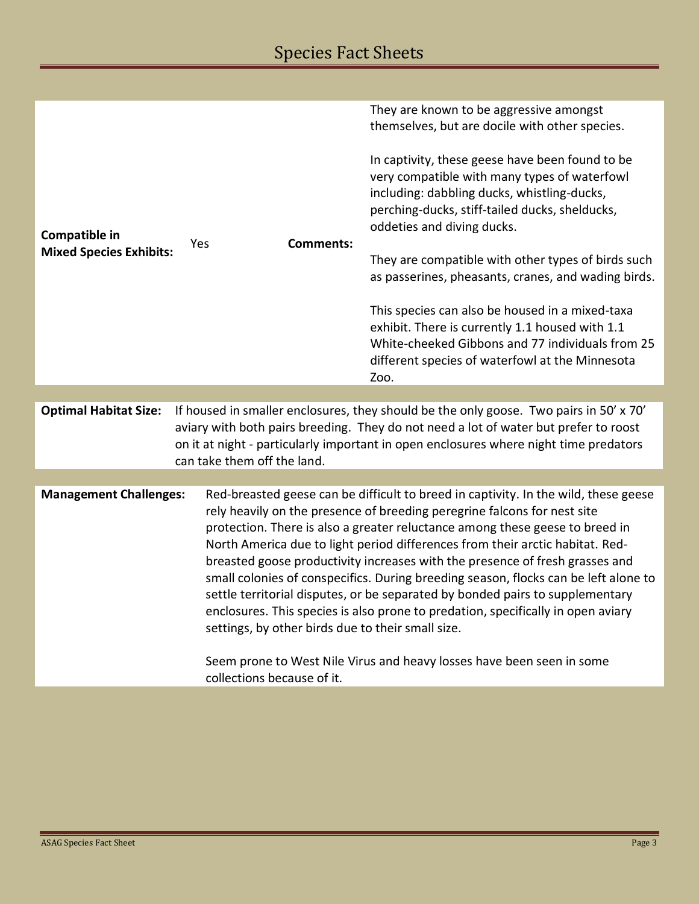| **Compatible in Mixed Species Exhibits:** | Yes | **Comments:** | They are known to be aggressive amongst themselves, but are docile with other species.<br><br>In captivity, these geese have been found to be very compatible with many types of waterfowl including: dabbling ducks, whistling-ducks, perching-ducks, stiff-tailed ducks, shelducks, oddeties and diving ducks.<br><br>They are compatible with other types of birds such as passerines, pheasants, cranes, and wading birds.<br><br>This species can also be housed in a mixed-taxa exhibit. There is currently 1.1 housed with 1.1 White-cheeked Gibbons and 77 individuals from 25 different species of waterfowl at the Minnesota Zoo. |
|---|---|---|---|

**Optimal Habitat Size:** If housed in smaller enclosures, they should be the only goose. Two pairs in 50' x 70' aviary with both pairs breeding. They do not need a lot of water but prefer to roost on it at night - particularly important in open enclosures where night time predators can take them off the land.

**Management Challenges:** Red-breasted geese can be difficult to breed in captivity. In the wild, these geese rely heavily on the presence of breeding peregrine falcons for nest site protection. There is also a greater reluctance among these geese to breed in North America due to light period differences from their arctic habitat. Red-breasted goose productivity increases with the presence of fresh grasses and small colonies of conspecifics. During breeding season, flocks can be left alone to settle territorial disputes, or be separated by bonded pairs to supplementary enclosures. This species is also prone to predation, specifically in open aviary settings, by other birds due to their small size.

Seem prone to West Nile Virus and heavy losses have been seen in some collections because of it.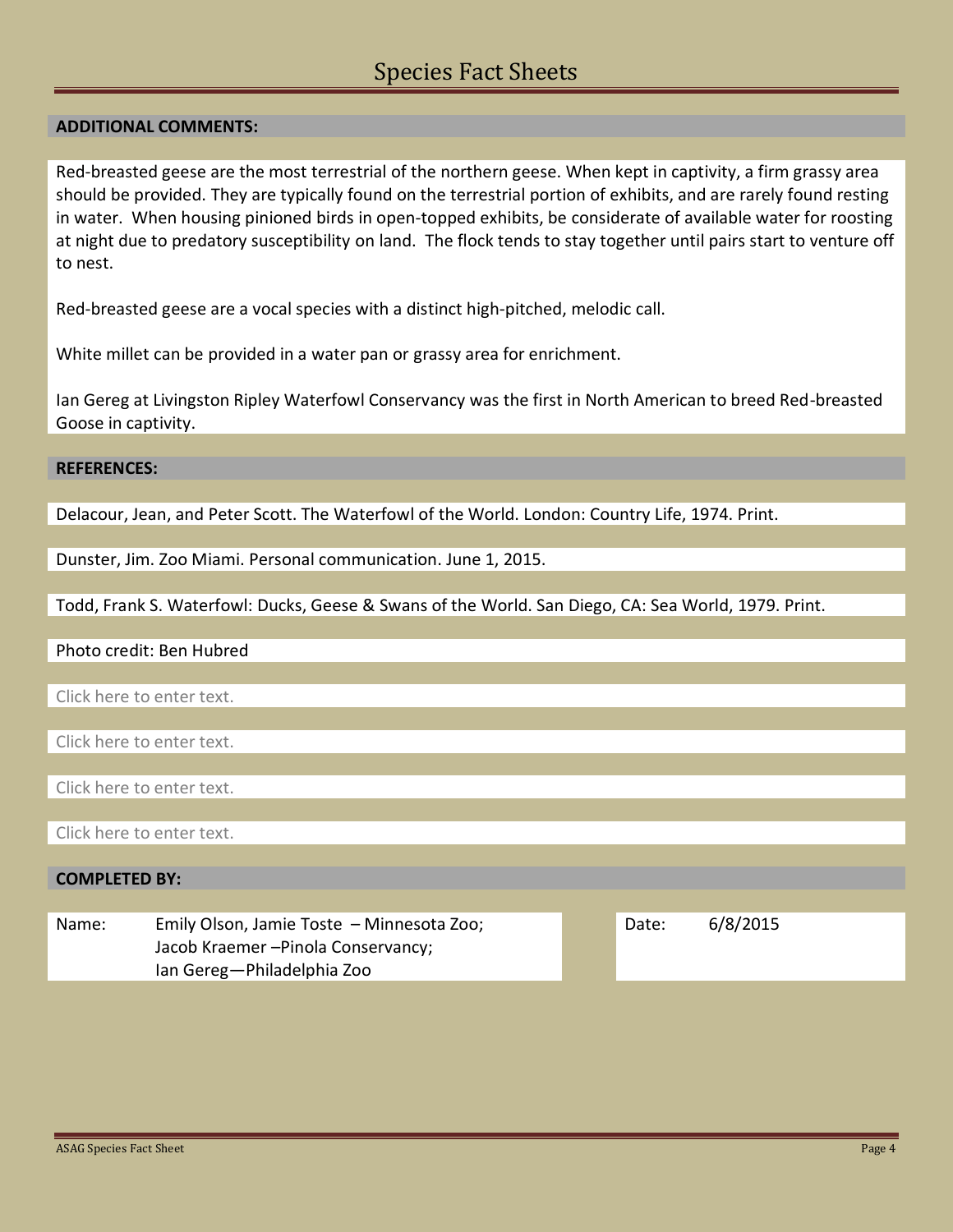## ADDITIONAL COMMENTS:

Red-breasted geese are the most terrestrial of the northern geese. When kept in captivity, a firm grassy area should be provided. They are typically found on the terrestrial portion of exhibits, and are rarely found resting in water. When housing pinioned birds in open-topped exhibits, be considerate of available water for roosting at night due to predatory susceptibility on land. The flock tends to stay together until pairs start to venture off to nest.

Red-breasted geese are a vocal species with a distinct high-pitched, melodic call.

White millet can be provided in a water pan or grassy area for enrichment.

Ian Gereg at Livingston Ripley Waterfowl Conservancy was the first in North American to breed Red-breasted Goose in captivity.

## REFERENCES:

Delacour, Jean, and Peter Scott. The Waterfowl of the World. London: Country Life, 1974. Print.

Dunster, Jim. Zoo Miami. Personal communication. June 1, 2015.

Todd, Frank S. Waterfowl: Ducks, Geese & Swans of the World. San Diego, CA: Sea World, 1979. Print.

Photo credit: Ben Hubred

Click here to enter text.

Click here to enter text.

Click here to enter text.

Click here to enter text.

## COMPLETED BY:

Name: Emily Olson, Jamie Toste – Minnesota Zoo;
Jacob Kraemer –Pinola Conservancy;
Ian Gereg—Philadelphia Zoo

Date: 6/8/2015